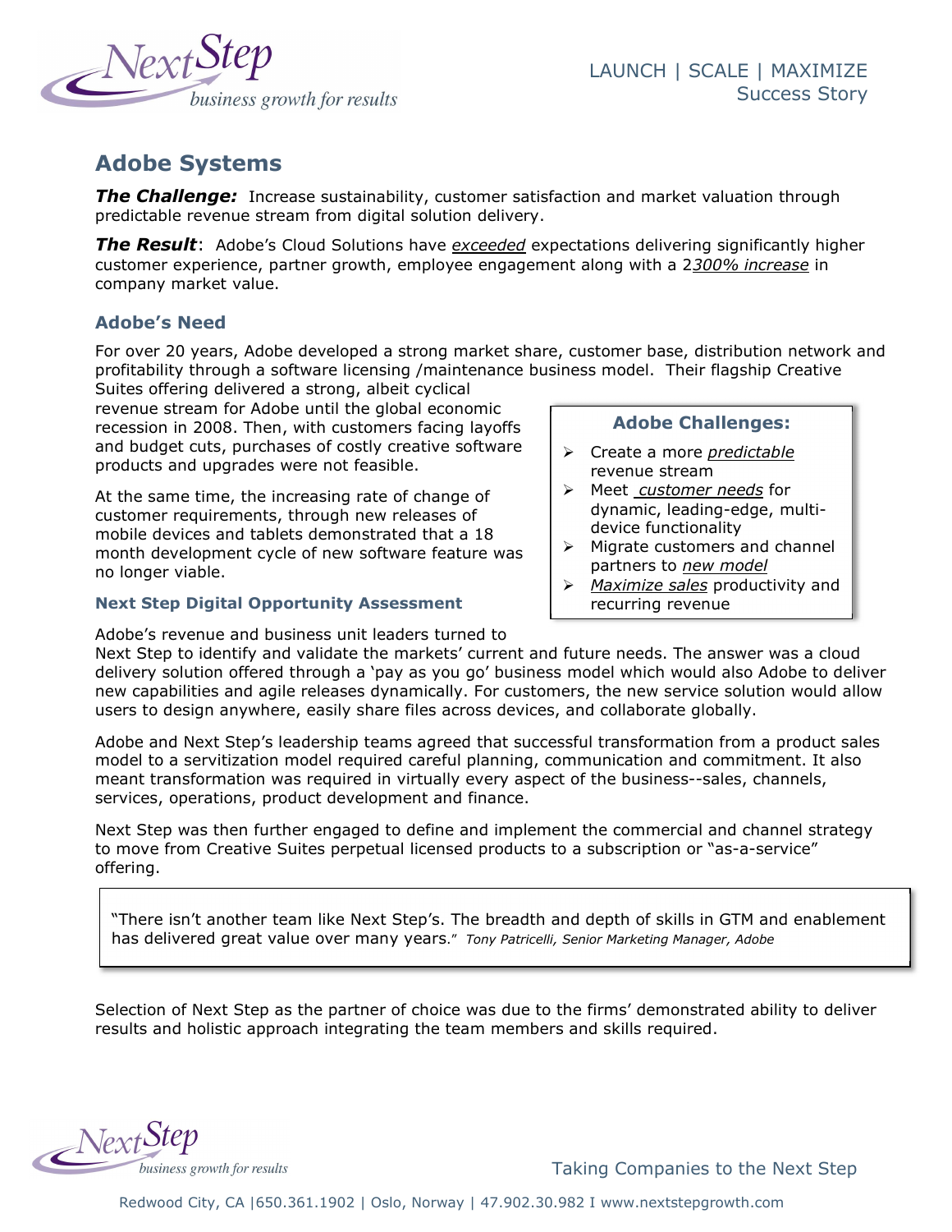LAUNCH | SCALE | MAXIMIZE
Success Story

# Adobe Systems

***The Challenge:*** Increase sustainability, customer satisfaction and market valuation through predictable revenue stream from digital solution delivery.

***The Result***: Adobe's Cloud Solutions have *exceeded* expectations delivering significantly higher customer experience, partner growth, employee engagement along with a 2*300% increase* in company market value.

## Adobe's Need

For over 20 years, Adobe developed a strong market share, customer base, distribution network and profitability through a software licensing /maintenance business model. Their flagship Creative Suites offering delivered a strong, albeit cyclical revenue stream for Adobe until the global economic recession in 2008. Then, with customers facing layoffs and budget cuts, purchases of costly creative software products and upgrades were not feasible.

At the same time, the increasing rate of change of customer requirements, through new releases of mobile devices and tablets demonstrated that a 18 month development cycle of new software feature was no longer viable.

**Adobe Challenges:**

- Create a more *predictable* revenue stream
- Meet *customer needs* for dynamic, leading-edge, multi-device functionality
- Migrate customers and channel partners to *new model*
- *Maximize sales* productivity and recurring revenue

### Next Step Digital Opportunity Assessment

Adobe's revenue and business unit leaders turned to Next Step to identify and validate the markets' current and future needs. The answer was a cloud delivery solution offered through a 'pay as you go' business model which would also Adobe to deliver new capabilities and agile releases dynamically. For customers, the new service solution would allow users to design anywhere, easily share files across devices, and collaborate globally.

Adobe and Next Step's leadership teams agreed that successful transformation from a product sales model to a servitization model required careful planning, communication and commitment. It also meant transformation was required in virtually every aspect of the business--sales, channels, services, operations, product development and finance.

Next Step was then further engaged to define and implement the commercial and channel strategy to move from Creative Suites perpetual licensed products to a subscription or "as-a-service" offering.

> "There isn't another team like Next Step's. The breadth and depth of skills in GTM and enablement has delivered great value over many years." *Tony Patricelli, Senior Marketing Manager, Adobe*

Selection of Next Step as the partner of choice was due to the firms' demonstrated ability to deliver results and holistic approach integrating the team members and skills required.

Taking Companies to the Next Step

Redwood City, CA |650.361.1902 | Oslo, Norway | 47.902.30.982 I www.nextstepgrowth.com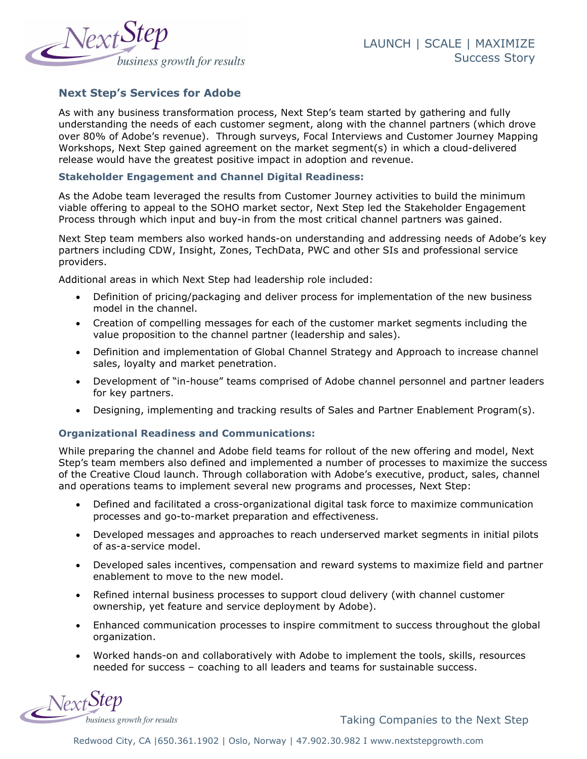## Next Step's Services for Adobe

As with any business transformation process, Next Step's team started by gathering and fully understanding the needs of each customer segment, along with the channel partners (which drove over 80% of Adobe's revenue). Through surveys, Focal Interviews and Customer Journey Mapping Workshops, Next Step gained agreement on the market segment(s) in which a cloud-delivered release would have the greatest positive impact in adoption and revenue.

### Stakeholder Engagement and Channel Digital Readiness:

As the Adobe team leveraged the results from Customer Journey activities to build the minimum viable offering to appeal to the SOHO market sector, Next Step led the Stakeholder Engagement Process through which input and buy-in from the most critical channel partners was gained.

Next Step team members also worked hands-on understanding and addressing needs of Adobe's key partners including CDW, Insight, Zones, TechData, PWC and other SIs and professional service providers.

Additional areas in which Next Step had leadership role included:

- Definition of pricing/packaging and deliver process for implementation of the new business model in the channel.
- Creation of compelling messages for each of the customer market segments including the value proposition to the channel partner (leadership and sales).
- Definition and implementation of Global Channel Strategy and Approach to increase channel sales, loyalty and market penetration.
- Development of "in-house" teams comprised of Adobe channel personnel and partner leaders for key partners.
- Designing, implementing and tracking results of Sales and Partner Enablement Program(s).

### Organizational Readiness and Communications:

While preparing the channel and Adobe field teams for rollout of the new offering and model, Next Step's team members also defined and implemented a number of processes to maximize the success of the Creative Cloud launch. Through collaboration with Adobe's executive, product, sales, channel and operations teams to implement several new programs and processes, Next Step:

- Defined and facilitated a cross-organizational digital task force to maximize communication processes and go-to-market preparation and effectiveness.
- Developed messages and approaches to reach underserved market segments in initial pilots of as-a-service model.
- Developed sales incentives, compensation and reward systems to maximize field and partner enablement to move to the new model.
- Refined internal business processes to support cloud delivery (with channel customer ownership, yet feature and service deployment by Adobe).
- Enhanced communication processes to inspire commitment to success throughout the global organization.
- Worked hands-on and collaboratively with Adobe to implement the tools, skills, resources needed for success – coaching to all leaders and teams for sustainable success.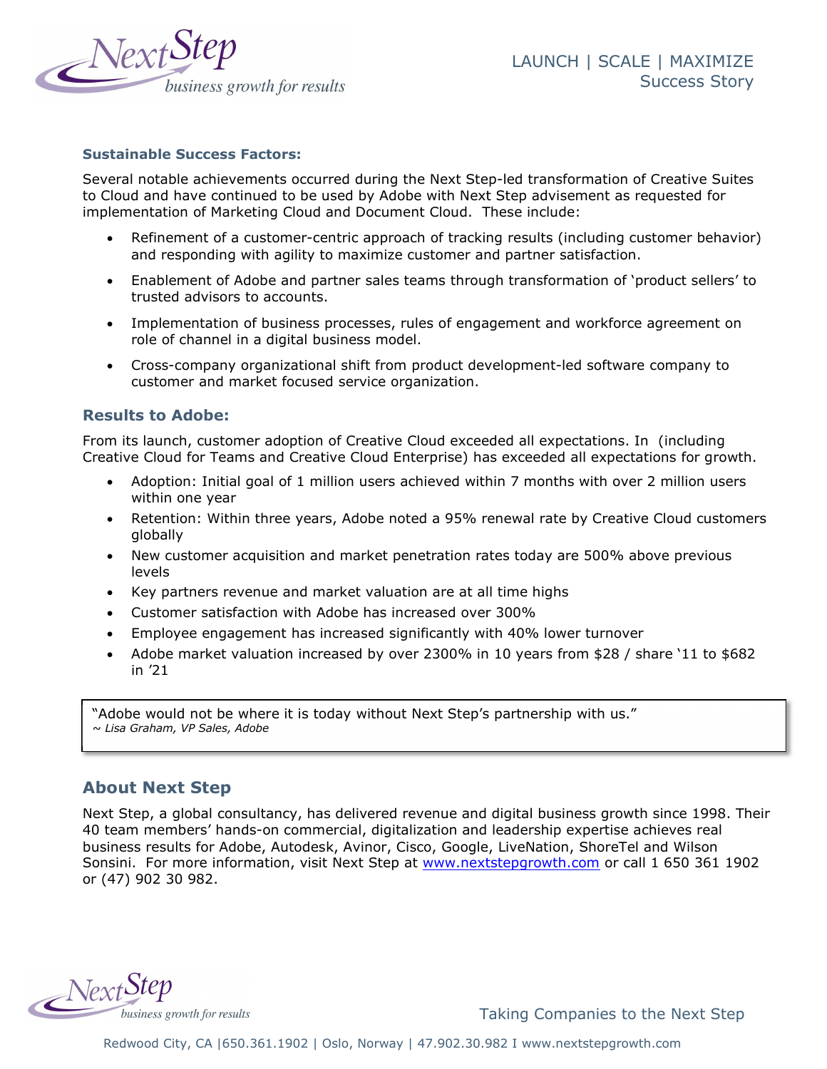### Sustainable Success Factors:

Several notable achievements occurred during the Next Step-led transformation of Creative Suites to Cloud and have continued to be used by Adobe with Next Step advisement as requested for implementation of Marketing Cloud and Document Cloud.  These include:

- Refinement of a customer-centric approach of tracking results (including customer behavior) and responding with agility to maximize customer and partner satisfaction.
- Enablement of Adobe and partner sales teams through transformation of 'product sellers' to trusted advisors to accounts.
- Implementation of business processes, rules of engagement and workforce agreement on role of channel in a digital business model.
- Cross-company organizational shift from product development-led software company to customer and market focused service organization.

## Results to Adobe:

From its launch, customer adoption of Creative Cloud exceeded all expectations. In  (including Creative Cloud for Teams and Creative Cloud Enterprise) has exceeded all expectations for growth.

- Adoption: Initial goal of 1 million users achieved within 7 months with over 2 million users within one year
- Retention: Within three years, Adobe noted a 95% renewal rate by Creative Cloud customers globally
- New customer acquisition and market penetration rates today are 500% above previous levels
- Key partners revenue and market valuation are at all time highs
- Customer satisfaction with Adobe has increased over 300%
- Employee engagement has increased significantly with 40% lower turnover
- Adobe market valuation increased by over 2300% in 10 years from $28 / share '11 to $682 in '21

"Adobe would not be where it is today without Next Step's partnership with us."
*~ Lisa Graham, VP Sales, Adobe*

## About Next Step

Next Step, a global consultancy, has delivered revenue and digital business growth since 1998. Their 40 team members' hands-on commercial, digitalization and leadership expertise achieves real business results for Adobe, Autodesk, Avinor, Cisco, Google, LiveNation, ShoreTel and Wilson Sonsini.  For more information, visit Next Step at www.nextstepgrowth.com or call 1 650 361 1902 or (47) 902 30 982.